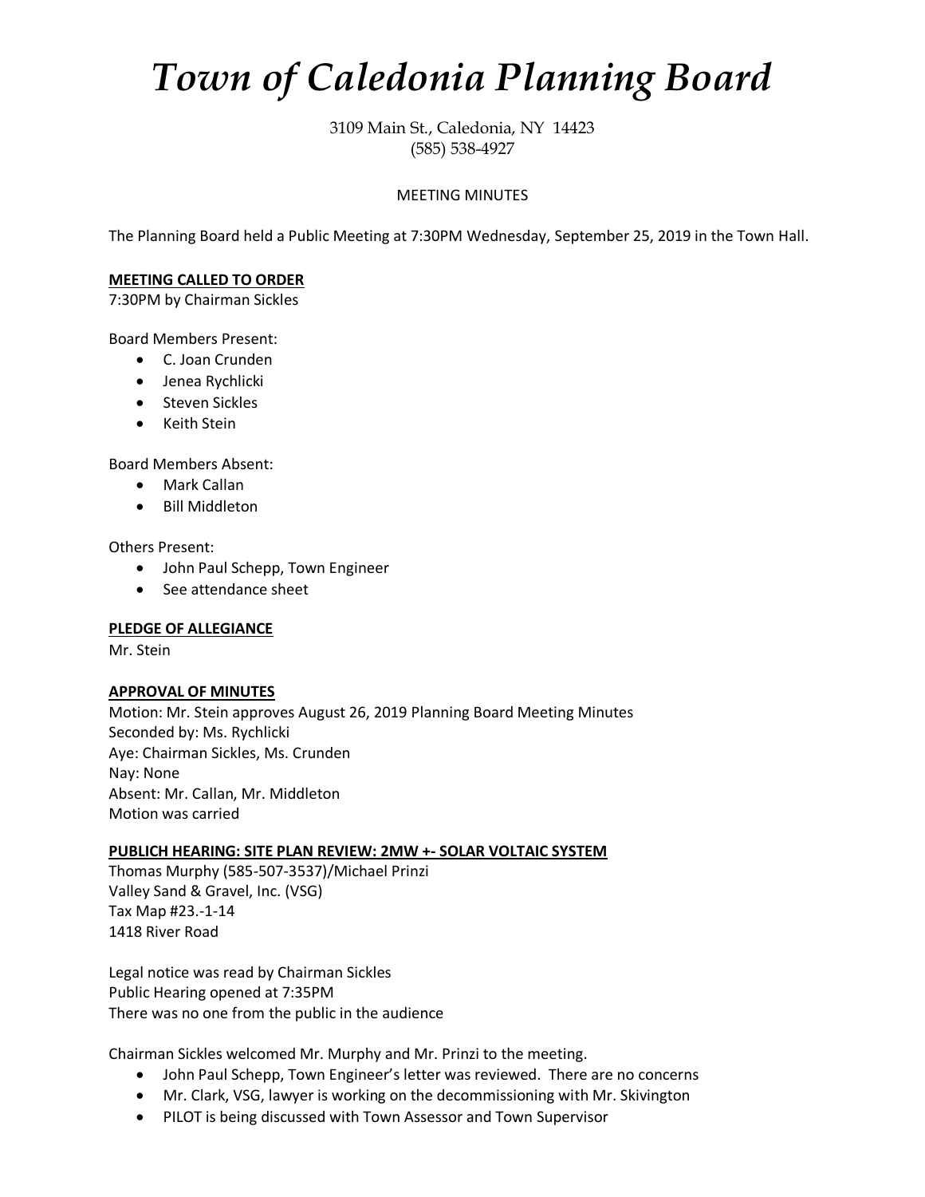# *Town of Caledonia Planning Board*

3109 Main St., Caledonia, NY 14423
(585) 538-4927

MEETING MINUTES

The Planning Board held a Public Meeting at 7:30PM Wednesday, September 25, 2019 in the Town Hall.

**MEETING CALLED TO ORDER**

7:30PM by Chairman Sickles

Board Members Present:

- C. Joan Crunden
- Jenea Rychlicki
- Steven Sickles
- Keith Stein

Board Members Absent:

- Mark Callan
- Bill Middleton

Others Present:

- John Paul Schepp, Town Engineer
- See attendance sheet

**PLEDGE OF ALLEGIANCE**

Mr. Stein

**APPROVAL OF MINUTES**

Motion: Mr. Stein approves August 26, 2019 Planning Board Meeting Minutes
Seconded by: Ms. Rychlicki
Aye: Chairman Sickles, Ms. Crunden
Nay: None
Absent: Mr. Callan, Mr. Middleton
Motion was carried

**PUBLICH HEARING: SITE PLAN REVIEW: 2MW +- SOLAR VOLTAIC SYSTEM**

Thomas Murphy (585-507-3537)/Michael Prinzi
Valley Sand & Gravel, Inc. (VSG)
Tax Map #23.-1-14
1418 River Road

Legal notice was read by Chairman Sickles
Public Hearing opened at 7:35PM
There was no one from the public in the audience

Chairman Sickles welcomed Mr. Murphy and Mr. Prinzi to the meeting.

- John Paul Schepp, Town Engineer's letter was reviewed. There are no concerns
- Mr. Clark, VSG, lawyer is working on the decommissioning with Mr. Skivington
- PILOT is being discussed with Town Assessor and Town Supervisor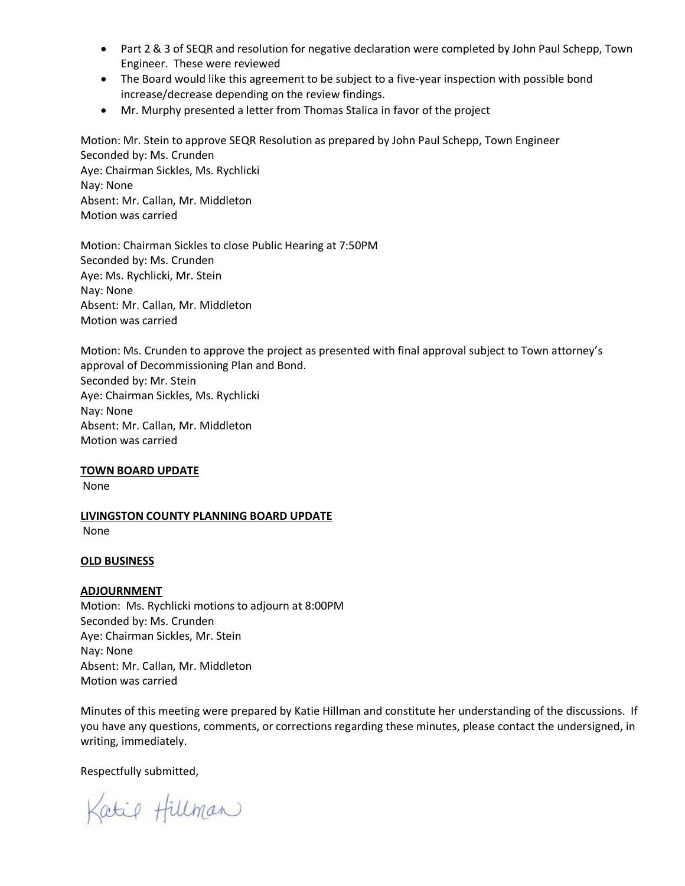- Part 2 & 3 of SEQR and resolution for negative declaration were completed by John Paul Schepp, Town Engineer. These were reviewed
- The Board would like this agreement to be subject to a five-year inspection with possible bond increase/decrease depending on the review findings.
- Mr. Murphy presented a letter from Thomas Stalica in favor of the project

Motion: Mr. Stein to approve SEQR Resolution as prepared by John Paul Schepp, Town Engineer
Seconded by: Ms. Crunden
Aye: Chairman Sickles, Ms. Rychlicki
Nay: None
Absent: Mr. Callan, Mr. Middleton
Motion was carried

Motion: Chairman Sickles to close Public Hearing at 7:50PM
Seconded by: Ms. Crunden
Aye: Ms. Rychlicki, Mr. Stein
Nay: None
Absent: Mr. Callan, Mr. Middleton
Motion was carried

Motion: Ms. Crunden to approve the project as presented with final approval subject to Town attorney's approval of Decommissioning Plan and Bond.
Seconded by: Mr. Stein
Aye: Chairman Sickles, Ms. Rychlicki
Nay: None
Absent: Mr. Callan, Mr. Middleton
Motion was carried

**TOWN BOARD UPDATE**

None

**LIVINGSTON COUNTY PLANNING BOARD UPDATE**

None

**OLD BUSINESS**

**ADJOURNMENT**

Motion: Ms. Rychlicki motions to adjourn at 8:00PM
Seconded by: Ms. Crunden
Aye: Chairman Sickles, Mr. Stein
Nay: None
Absent: Mr. Callan, Mr. Middleton
Motion was carried

Minutes of this meeting were prepared by Katie Hillman and constitute her understanding of the discussions. If you have any questions, comments, or corrections regarding these minutes, please contact the undersigned, in writing, immediately.

Respectfully submitted,

Katie Hillman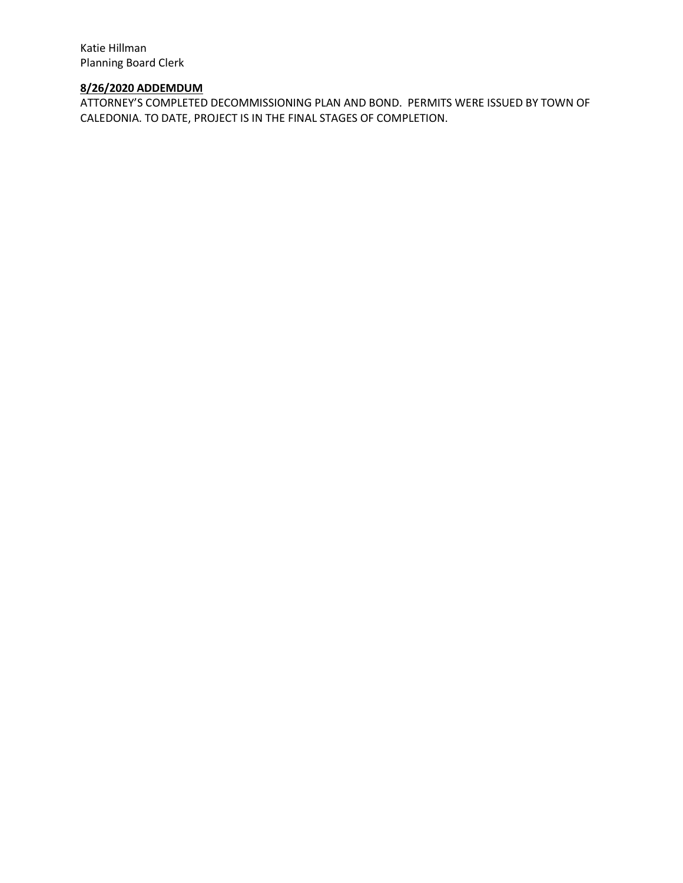Katie Hillman
Planning Board Clerk

**8/26/2020 ADDEMDUM**

ATTORNEY'S COMPLETED DECOMMISSIONING PLAN AND BOND. PERMITS WERE ISSUED BY TOWN OF CALEDONIA. TO DATE, PROJECT IS IN THE FINAL STAGES OF COMPLETION.